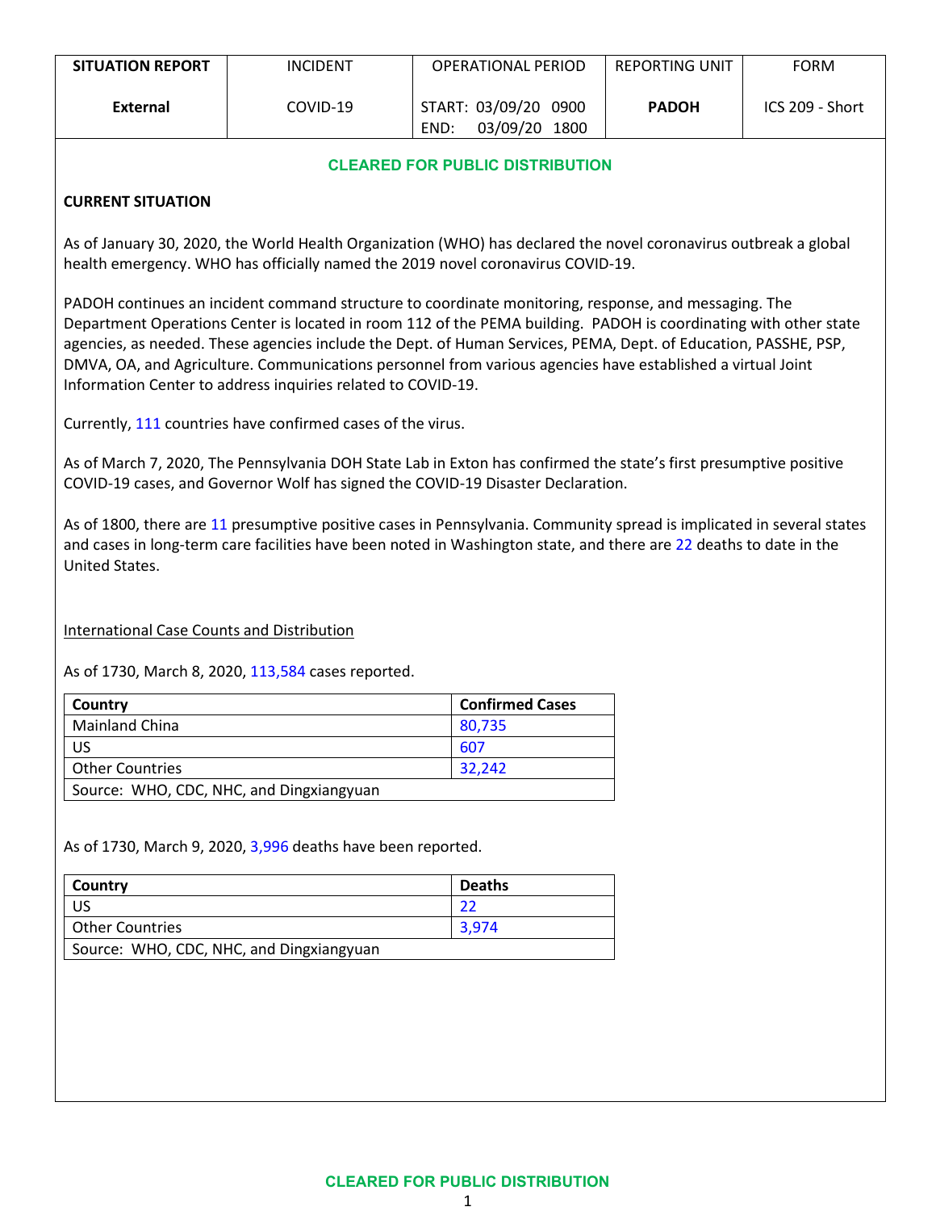| SITUATION REPORT | INCIDENT | OPERATIONAL PERIOD | REPORTING UNIT | FORM |
|---|---|---|---|---|
| **External** | COVID-19 | START: 03/09/20 0900<br>END: 03/09/20 1800 | **PADOH** | ICS 209 - Short |

**CLEARED FOR PUBLIC DISTRIBUTION**

**CURRENT SITUATION**

As of January 30, 2020, the World Health Organization (WHO) has declared the novel coronavirus outbreak a global health emergency. WHO has officially named the 2019 novel coronavirus COVID-19.

PADOH continues an incident command structure to coordinate monitoring, response, and messaging. The Department Operations Center is located in room 112 of the PEMA building. PADOH is coordinating with other state agencies, as needed. These agencies include the Dept. of Human Services, PEMA, Dept. of Education, PASSHE, PSP, DMVA, OA, and Agriculture. Communications personnel from various agencies have established a virtual Joint Information Center to address inquiries related to COVID-19.

Currently, 111 countries have confirmed cases of the virus.

As of March 7, 2020, The Pennsylvania DOH State Lab in Exton has confirmed the state's first presumptive positive COVID-19 cases, and Governor Wolf has signed the COVID-19 Disaster Declaration.

As of 1800, there are 11 presumptive positive cases in Pennsylvania. Community spread is implicated in several states and cases in long-term care facilities have been noted in Washington state, and there are 22 deaths to date in the United States.

International Case Counts and Distribution

As of 1730, March 8, 2020, 113,584 cases reported.

| Country | Confirmed Cases |
|---|---|
| Mainland China | 80,735 |
| US | 607 |
| Other Countries | 32,242 |
| Source: WHO, CDC, NHC, and Dingxiangyuan | |

As of 1730, March 9, 2020, 3,996 deaths have been reported.

| Country | Deaths |
|---|---|
| US | 22 |
| Other Countries | 3,974 |
| Source: WHO, CDC, NHC, and Dingxiangyuan | |

**CLEARED FOR PUBLIC DISTRIBUTION**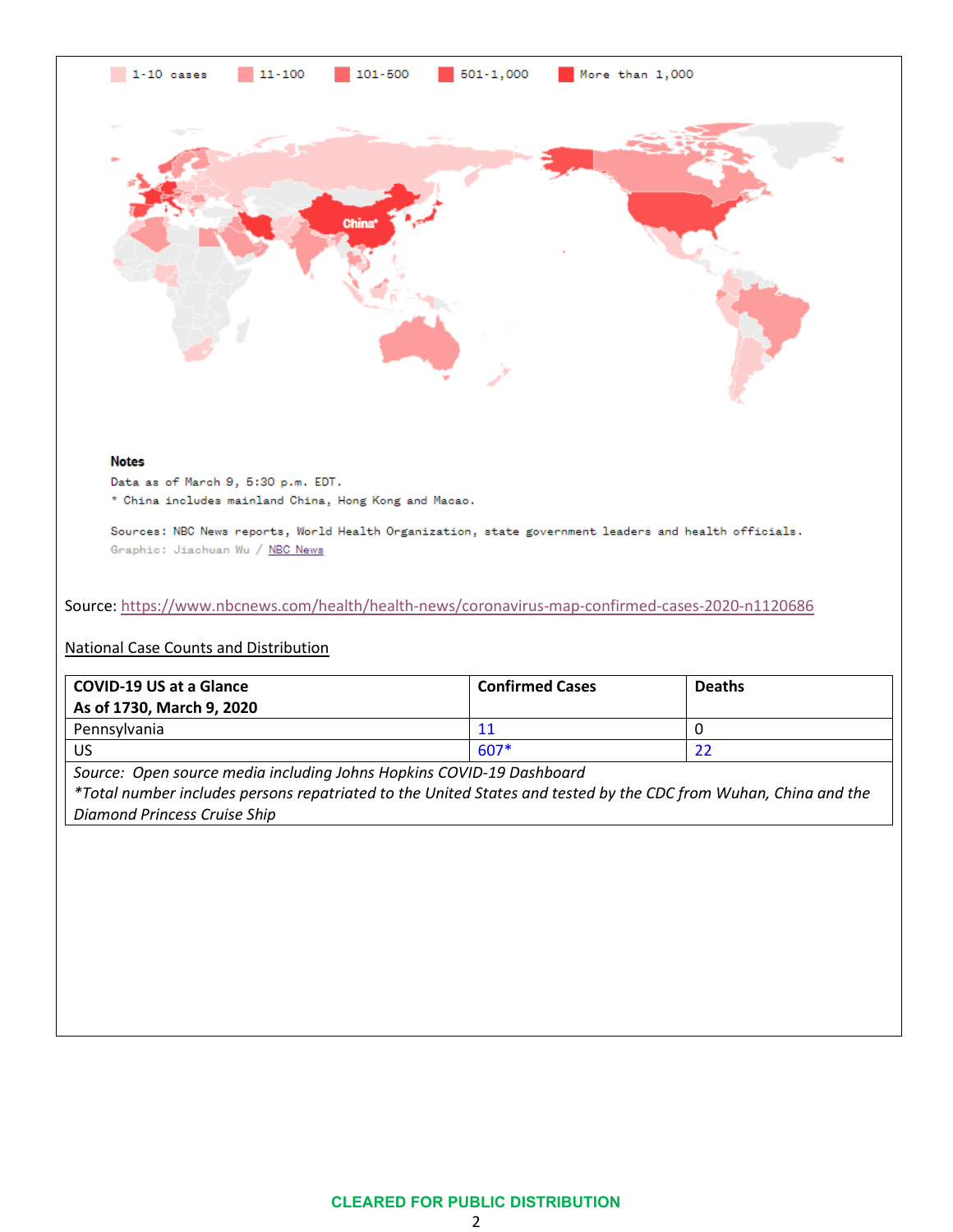1-10 cases | 11-100 | 101-500 | 501-1,000 | More than 1,000

**Notes**

Data as of March 9, 5:30 p.m. EDT.

* China includes mainland China, Hong Kong and Macao.

Sources: NBC News reports, World Health Organization, state government leaders and health officials.

Graphic: Jiachuan Wu / NBC News

Source: https://www.nbcnews.com/health/health-news/coronavirus-map-confirmed-cases-2020-n1120686

National Case Counts and Distribution

| COVID-19 US at a Glance As of 1730, March 9, 2020 | Confirmed Cases | Deaths |
|---|---|---|
| Pennsylvania | 11 | 0 |
| US | 607* | 22 |
| *Source: Open source media including Johns Hopkins COVID-19 Dashboard* *\*Total number includes persons repatriated to the United States and tested by the CDC from Wuhan, China and the Diamond Princess Cruise Ship* | | |

CLEARED FOR PUBLIC DISTRIBUTION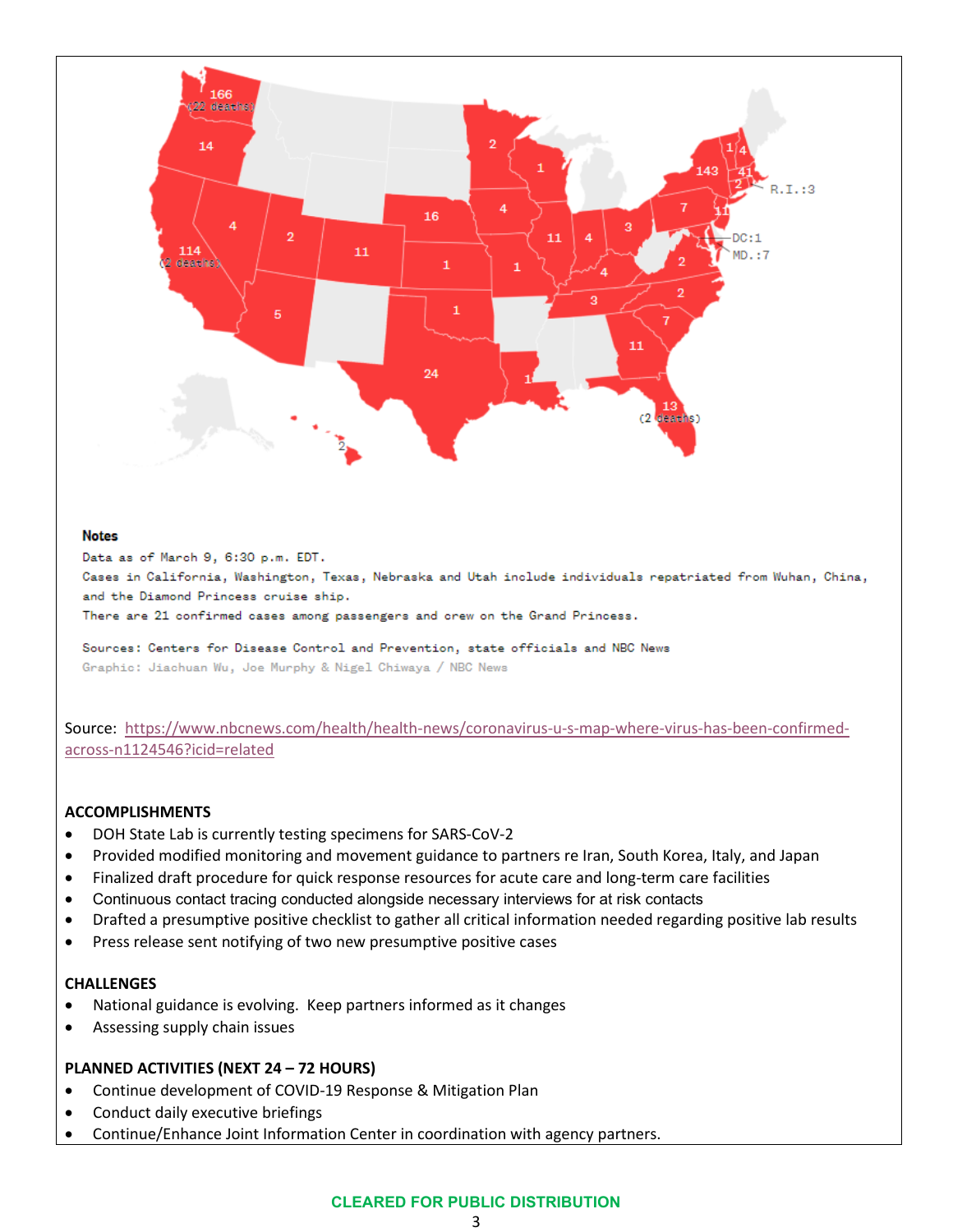**Notes**

Data as of March 9, 6:30 p.m. EDT.

Cases in California, Washington, Texas, Nebraska and Utah include individuals repatriated from Wuhan, China, and the Diamond Princess cruise ship.

There are 21 confirmed cases among passengers and crew on the Grand Princess.

Sources: Centers for Disease Control and Prevention, state officials and NBC News

Graphic: Jiachuan Wu, Joe Murphy & Nigel Chiwaya / NBC News

Source: [https://www.nbcnews.com/health/health-news/coronavirus-u-s-map-where-virus-has-been-confirmed-across-n1124546?icid=related](https://www.nbcnews.com/health/health-news/coronavirus-u-s-map-where-virus-has-been-confirmed-across-n1124546?icid=related)

**ACCOMPLISHMENTS**

- DOH State Lab is currently testing specimens for SARS-CoV-2
- Provided modified monitoring and movement guidance to partners re Iran, South Korea, Italy, and Japan
- Finalized draft procedure for quick response resources for acute care and long-term care facilities
- Continuous contact tracing conducted alongside necessary interviews for at risk contacts
- Drafted a presumptive positive checklist to gather all critical information needed regarding positive lab results
- Press release sent notifying of two new presumptive positive cases

**CHALLENGES**

- National guidance is evolving. Keep partners informed as it changes
- Assessing supply chain issues

**PLANNED ACTIVITIES (NEXT 24 – 72 HOURS)**

- Continue development of COVID-19 Response & Mitigation Plan
- Conduct daily executive briefings
- Continue/Enhance Joint Information Center in coordination with agency partners.

CLEARED FOR PUBLIC DISTRIBUTION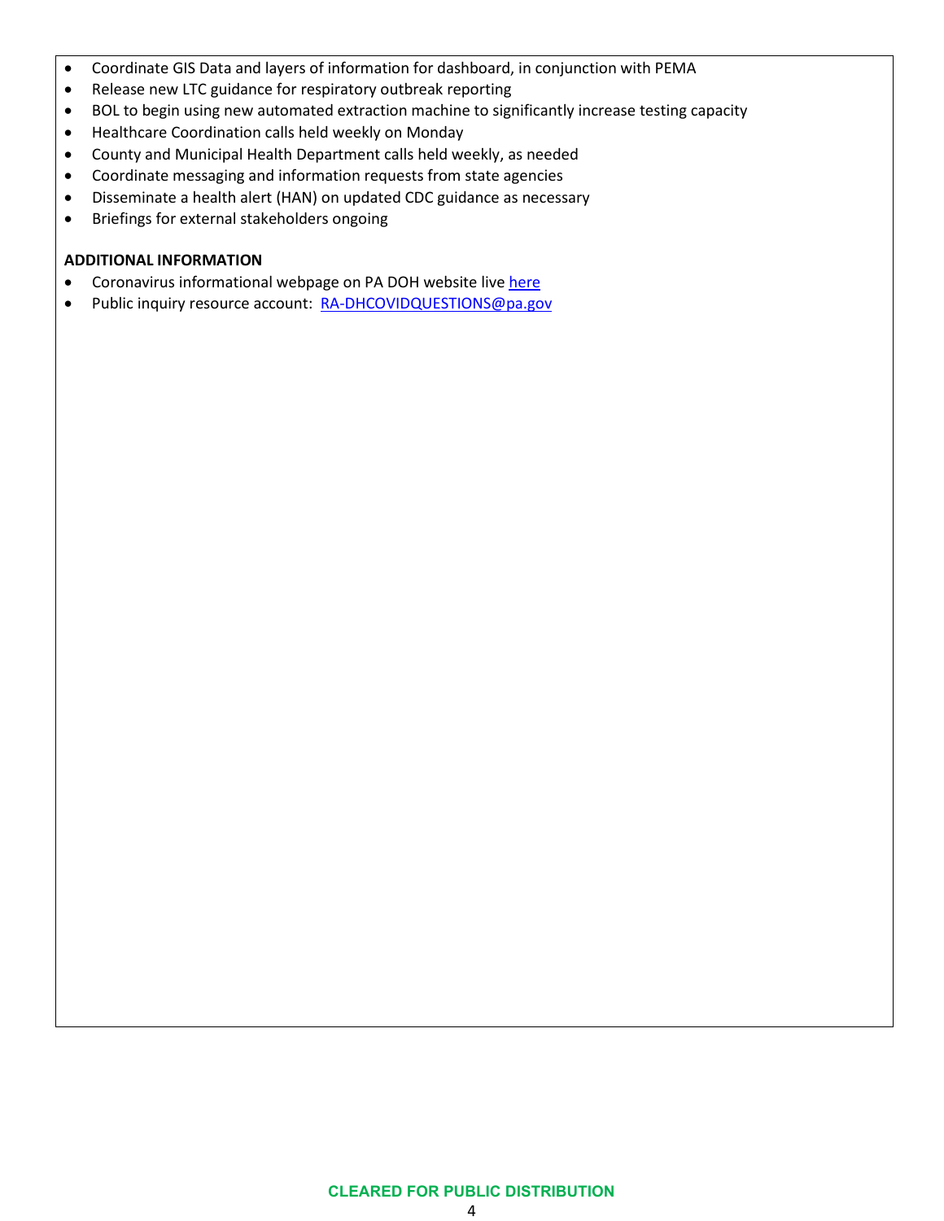- Coordinate GIS Data and layers of information for dashboard, in conjunction with PEMA
- Release new LTC guidance for respiratory outbreak reporting
- BOL to begin using new automated extraction machine to significantly increase testing capacity
- Healthcare Coordination calls held weekly on Monday
- County and Municipal Health Department calls held weekly, as needed
- Coordinate messaging and information requests from state agencies
- Disseminate a health alert (HAN) on updated CDC guidance as necessary
- Briefings for external stakeholders ongoing

**ADDITIONAL INFORMATION**

- Coronavirus informational webpage on PA DOH website live here
- Public inquiry resource account: RA-DHCOVIDQUESTIONS@pa.gov

CLEARED FOR PUBLIC DISTRIBUTION